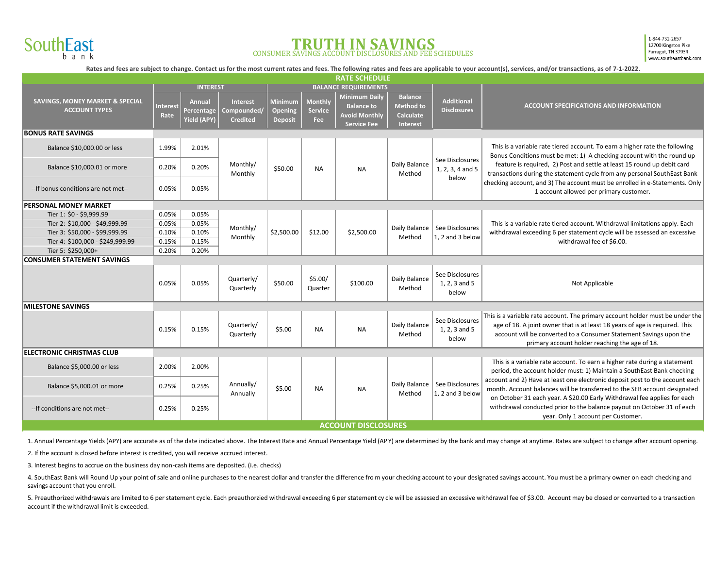SouthEast bank

# TRUTH IN SAVINGS

CONSUMER SAVINGS ACCOUNT DISCLOSURES AND FEE SCHEDULES

1-844-732-2657
12700 Kingston Pike
Farragut, TN 37934
www.southeastbank.com

**Rates and fees are subject to change. Contact us for the most current rates and fees. The following rates and fees are applicable to your account(s), services, and/or transactions, as of 7-1-2022.**

## RATE SCHEDULE

| SAVINGS, MONEY MARKET & SPECIAL ACCOUNT TYPES | INTEREST | | | BALANCE REQUIREMENTS | | | | Additional Disclosures | ACCOUNT SPECIFICATIONS AND INFORMATION |
|---|---|---|---|---|---|---|---|---|---|
| | Interest Rate | Annual Percentage Yield (APY) | Interest Compounded/ Credited | Minimum Opening Deposit | Monthly Service Fee | Minimum Daily Balance to Avoid Monthly Service Fee | Balance Method to Calculate Interest | | |
| **BONUS RATE SAVINGS** | | | | | | | | | |
| Balance $10,000.00 or less | 1.99% | 2.01% | Monthly/ Monthly | $50.00 | NA | NA | Daily Balance Method | See Disclosures 1, 2, 3, 4 and 5 below | This is a variable rate tiered account. To earn a higher rate the following Bonus Conditions must be met: 1) A checking account with the round up feature is required, 2) Post and settle at least 15 round up debit card transactions during the statement cycle from any personal SouthEast Bank checking account, and 3) The account must be enrolled in e-Statements. Only 1 account allowed per primary customer. |
| Balance $10,000.01 or more | 0.20% | 0.20% | | | | | | | |
| --If bonus conditions are not met-- | 0.05% | 0.05% | | | | | | | |
| **PERSONAL MONEY MARKET** | | | | | | | | | |
| Tier 1: $0 - $9,999.99 | 0.05% | 0.05% | Monthly/ Monthly | $2,500.00 | $12.00 | $2,500.00 | Daily Balance Method | See Disclosures 1, 2 and 3 below | This is a variable rate tiered account. Withdrawal limitations apply. Each withdrawal exceeding 6 per statement cycle will be assessed an excessive withdrawal fee of $6.00. |
| Tier 2: $10,000 - $49,999.99 | 0.05% | 0.05% | | | | | | | |
| Tier 3: $50,000 - $99,999.99 | 0.10% | 0.10% | | | | | | | |
| Tier 4: $100,000 - $249,999.99 | 0.15% | 0.15% | | | | | | | |
| Tier 5: $250,000+ | 0.20% | 0.20% | | | | | | | |
| **CONSUMER STATEMENT SAVINGS** | | | | | | | | | |
| | 0.05% | 0.05% | Quarterly/ Quarterly | $50.00 | $5.00/ Quarter | $100.00 | Daily Balance Method | See Disclosures 1, 2, 3 and 5 below | Not Applicable |
| **MILESTONE SAVINGS** | | | | | | | | | |
| | 0.15% | 0.15% | Quarterly/ Quarterly | $5.00 | NA | NA | Daily Balance Method | See Disclosures 1, 2, 3 and 5 below | This is a variable rate account. The primary account holder must be under the age of 18. A joint owner that is at least 18 years of age is required. This account will be converted to a Consumer Statement Savings upon the primary account holder reaching the age of 18. |
| **ELECTRONIC CHRISTMAS CLUB** | | | | | | | | | |
| Balance $5,000.00 or less | 2.00% | 2.00% | Annually/ Annually | $5.00 | NA | NA | Daily Balance Method | See Disclosures 1, 2 and 3 below | This is a variable rate account. To earn a higher rate during a statement period, the account holder must: 1) Maintain a SouthEast Bank checking account and 2) Have at least one electronic deposit post to the account each month. Account balances will be transferred to the SEB account designated on October 31 each year. A $20.00 Early Withdrawal fee applies for each withdrawal conducted prior to the balance payout on October 31 of each year. Only 1 account per Customer. |
| Balance $5,000.01 or more | 0.25% | 0.25% | | | | | | | |
| --If conditions are not met-- | 0.25% | 0.25% | | | | | | | |

## ACCOUNT DISCLOSURES

1. Annual Percentage Yields (APY) are accurate as of the date indicated above. The Interest Rate and Annual Percentage Yield (APY) are determined by the bank and may change at anytime. Rates are subject to change after account opening.

2. If the account is closed before interest is credited, you will receive accrued interest.

3. Interest begins to accrue on the business day non-cash items are deposited. (i.e. checks)

4. SouthEast Bank will Round Up your point of sale and online purchases to the nearest dollar and transfer the difference from your checking account to your designated savings account. You must be a primary owner on each checking and savings account that you enroll.

5. Preauthorized withdrawals are limited to 6 per statement cycle. Each preauthorzied withdrawal exceeding 6 per statement cycle will be assessed an excessive withdrawal fee of $3.00. Account may be closed or converted to a transaction account if the withdrawal limit is exceeded.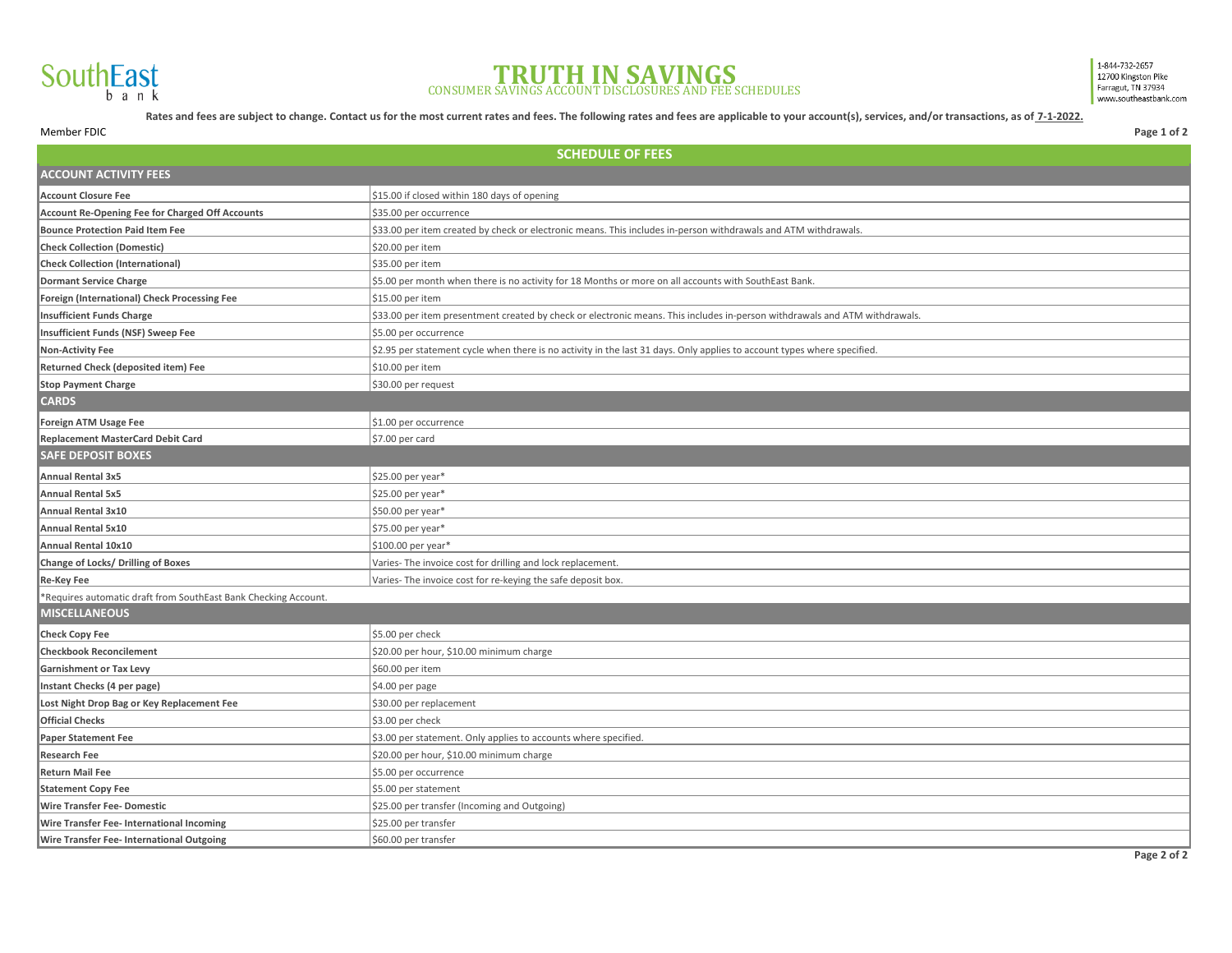SouthEast bank

# TRUTH IN SAVINGS

CONSUMER SAVINGS ACCOUNT DISCLOSURES AND FEE SCHEDULES

1-844-732-2657
12700 Kingston Pike
Farragut, TN 37934
www.southeastbank.com

**Rates and fees are subject to change. Contact us for the most current rates and fees. The following rates and fees are applicable to your account(s), services, and/or transactions, as of 7-1-2022.**

Member FDIC

## SCHEDULE OF FEES

| | |
|---|---|
| **ACCOUNT ACTIVITY FEES** | |
| **Account Closure Fee** | $15.00 if closed within 180 days of opening |
| **Account Re-Opening Fee for Charged Off Accounts** | $35.00 per occurrence |
| **Bounce Protection Paid Item Fee** | $33.00 per item created by check or electronic means. This includes in-person withdrawals and ATM withdrawals. |
| **Check Collection (Domestic)** | $20.00 per item |
| **Check Collection (International)** | $35.00 per item |
| **Dormant Service Charge** | $5.00 per month when there is no activity for 18 Months or more on all accounts with SouthEast Bank. |
| **Foreign (International) Check Processing Fee** | $15.00 per item |
| **Insufficient Funds Charge** | $33.00 per item presentment created by check or electronic means. This includes in-person withdrawals and ATM withdrawals. |
| **Insufficient Funds (NSF) Sweep Fee** | $5.00 per occurrence |
| **Non-Activity Fee** | $2.95 per statement cycle when there is no activity in the last 31 days. Only applies to account types where specified. |
| **Returned Check (deposited item) Fee** | $10.00 per item |
| **Stop Payment Charge** | $30.00 per request |
| **CARDS** | |
| **Foreign ATM Usage Fee** | $1.00 per occurrence |
| **Replacement MasterCard Debit Card** | $7.00 per card |
| **SAFE DEPOSIT BOXES** | |
| **Annual Rental 3x5** | $25.00 per year* |
| **Annual Rental 5x5** | $25.00 per year* |
| **Annual Rental 3x10** | $50.00 per year* |
| **Annual Rental 5x10** | $75.00 per year* |
| **Annual Rental 10x10** | $100.00 per year* |
| **Change of Locks/ Drilling of Boxes** | Varies- The invoice cost for drilling and lock replacement. |
| **Re-Key Fee** | Varies- The invoice cost for re-keying the safe deposit box. |
| *Requires automatic draft from SouthEast Bank Checking Account. | |
| **MISCELLANEOUS** | |
| **Check Copy Fee** | $5.00 per check |
| **Checkbook Reconcilement** | $20.00 per hour, $10.00 minimum charge |
| **Garnishment or Tax Levy** | $60.00 per item |
| **Instant Checks (4 per page)** | $4.00 per page |
| **Lost Night Drop Bag or Key Replacement Fee** | $30.00 per replacement |
| **Official Checks** | $3.00 per check |
| **Paper Statement Fee** | $3.00 per statement. Only applies to accounts where specified. |
| **Research Fee** | $20.00 per hour, $10.00 minimum charge |
| **Return Mail Fee** | $5.00 per occurrence |
| **Statement Copy Fee** | $5.00 per statement |
| **Wire Transfer Fee- Domestic** | $25.00 per transfer (Incoming and Outgoing) |
| **Wire Transfer Fee- International Incoming** | $25.00 per transfer |
| **Wire Transfer Fee- International Outgoing** | $60.00 per transfer |